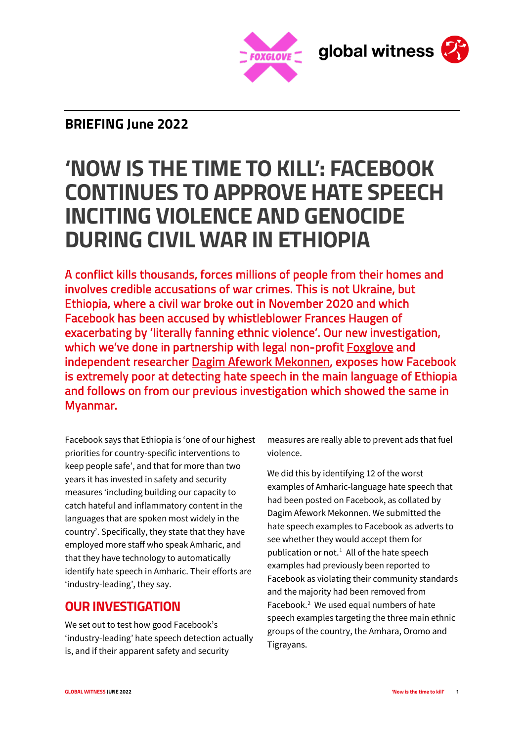**BRIEFING June 2022**

# 'NOW IS THE TIME TO KILL': FACEBOOK CONTINUES TO APPROVE HATE SPEECH INCITING VIOLENCE AND GENOCIDE DURING CIVIL WAR IN ETHIOPIA

A conflict kills thousands, forces millions of people from their homes and involves credible accusations of war crimes. This is not Ukraine, but Ethiopia, where a civil war broke out in November 2020 and which Facebook has been accused by whistleblower Frances Haugen of exacerbating by 'literally fanning ethnic violence'. Our new investigation, which we've done in partnership with legal non-profit Foxglove and independent researcher Dagim Afework Mekonnen, exposes how Facebook is extremely poor at detecting hate speech in the main language of Ethiopia and follows on from our previous investigation which showed the same in Myanmar.

Facebook says that Ethiopia is 'one of our highest priorities for country-specific interventions to keep people safe', and that for more than two years it has invested in safety and security measures 'including building our capacity to catch hateful and inflammatory content in the languages that are spoken most widely in the country'. Specifically, they state that they have employed more staff who speak Amharic, and that they have technology to automatically identify hate speech in Amharic. Their efforts are 'industry-leading', they say.

## OUR INVESTIGATION

We set out to test how good Facebook's 'industry-leading' hate speech detection actually is, and if their apparent safety and security measures are really able to prevent ads that fuel violence.

We did this by identifying 12 of the worst examples of Amharic-language hate speech that had been posted on Facebook, as collated by Dagim Afework Mekonnen. We submitted the hate speech examples to Facebook as adverts to see whether they would accept them for publication or not.[1] All of the hate speech examples had previously been reported to Facebook as violating their community standards and the majority had been removed from Facebook.[2] We used equal numbers of hate speech examples targeting the three main ethnic groups of the country, the Amhara, Oromo and Tigrayans.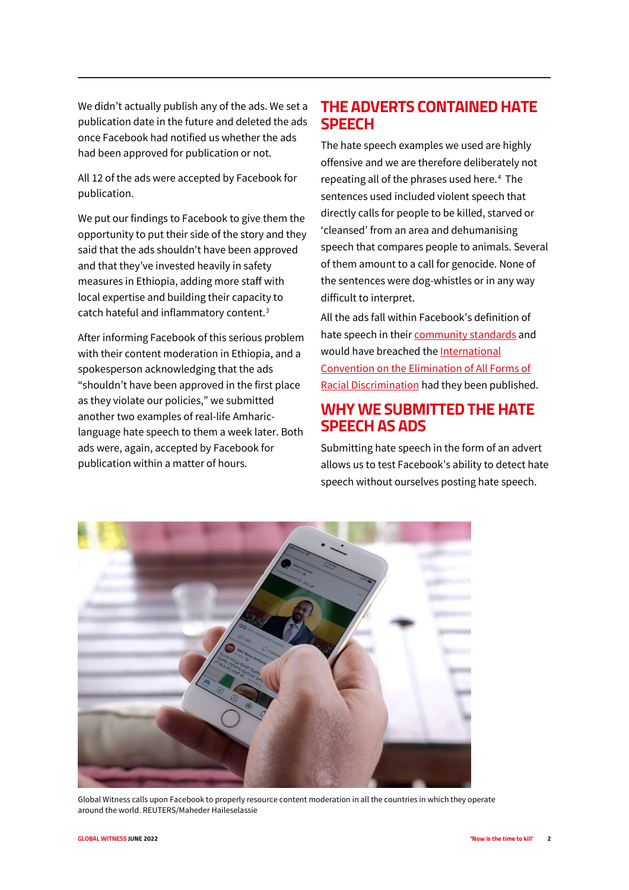We didn't actually publish any of the ads. We set a publication date in the future and deleted the ads once Facebook had notified us whether the ads had been approved for publication or not.

All 12 of the ads were accepted by Facebook for publication.

We put our findings to Facebook to give them the opportunity to put their side of the story and they said that the ads shouldn't have been approved and that they've invested heavily in safety measures in Ethiopia, adding more staff with local expertise and building their capacity to catch hateful and inflammatory content.[3]

After informing Facebook of this serious problem with their content moderation in Ethiopia, and a spokesperson acknowledging that the ads "shouldn't have been approved in the first place as they violate our policies," we submitted another two examples of real-life Amharic-language hate speech to them a week later. Both ads were, again, accepted by Facebook for publication within a matter of hours.

## THE ADVERTS CONTAINED HATE SPEECH

The hate speech examples we used are highly offensive and we are therefore deliberately not repeating all of the phrases used here.[4] The sentences used included violent speech that directly calls for people to be killed, starved or 'cleansed' from an area and dehumanising speech that compares people to animals. Several of them amount to a call for genocide. None of the sentences were dog-whistles or in any way difficult to interpret.

All the ads fall within Facebook's definition of hate speech in their community standards and would have breached the International Convention on the Elimination of All Forms of Racial Discrimination had they been published.

## WHY WE SUBMITTED THE HATE SPEECH AS ADS

Submitting hate speech in the form of an advert allows us to test Facebook's ability to detect hate speech without ourselves posting hate speech.

Global Witness calls upon Facebook to properly resource content moderation in all the countries in which they operate around the world. REUTERS/Maheder Haileselassie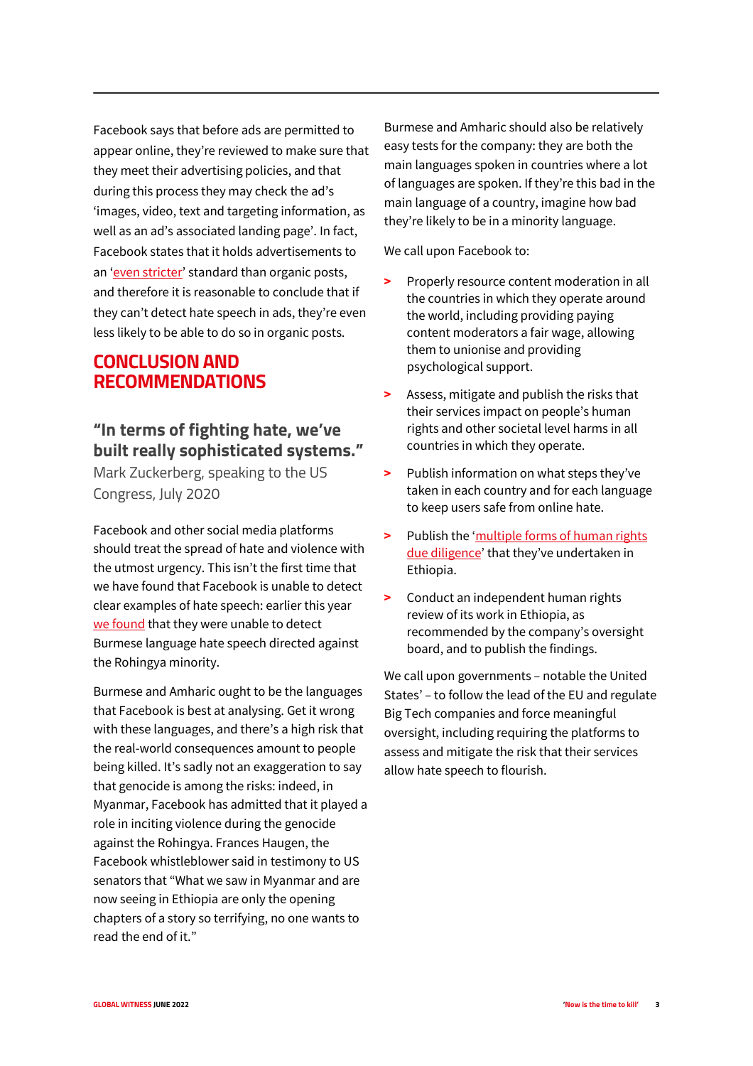Facebook says that before ads are permitted to appear online, they're reviewed to make sure that they meet their advertising policies, and that during this process they may check the ad's 'images, video, text and targeting information, as well as an ad's associated landing page'. In fact, Facebook states that it holds advertisements to an 'even stricter' standard than organic posts, and therefore it is reasonable to conclude that if they can't detect hate speech in ads, they're even less likely to be able to do so in organic posts.

## CONCLUSION AND RECOMMENDATIONS

### "In terms of fighting hate, we've built really sophisticated systems."

Mark Zuckerberg, speaking to the US Congress, July 2020

Facebook and other social media platforms should treat the spread of hate and violence with the utmost urgency. This isn't the first time that we have found that Facebook is unable to detect clear examples of hate speech: earlier this year we found that they were unable to detect Burmese language hate speech directed against the Rohingya minority.

Burmese and Amharic ought to be the languages that Facebook is best at analysing. Get it wrong with these languages, and there's a high risk that the real-world consequences amount to people being killed. It's sadly not an exaggeration to say that genocide is among the risks: indeed, in Myanmar, Facebook has admitted that it played a role in inciting violence during the genocide against the Rohingya. Frances Haugen, the Facebook whistleblower said in testimony to US senators that "What we saw in Myanmar and are now seeing in Ethiopia are only the opening chapters of a story so terrifying, no one wants to read the end of it."

Burmese and Amharic should also be relatively easy tests for the company: they are both the main languages spoken in countries where a lot of languages are spoken. If they're this bad in the main language of a country, imagine how bad they're likely to be in a minority language.

We call upon Facebook to:

- Properly resource content moderation in all the countries in which they operate around the world, including providing paying content moderators a fair wage, allowing them to unionise and providing psychological support.
- Assess, mitigate and publish the risks that their services impact on people's human rights and other societal level harms in all countries in which they operate.
- Publish information on what steps they've taken in each country and for each language to keep users safe from online hate.
- Publish the 'multiple forms of human rights due diligence' that they've undertaken in Ethiopia.
- Conduct an independent human rights review of its work in Ethiopia, as recommended by the company's oversight board, and to publish the findings.

We call upon governments – notable the United States' – to follow the lead of the EU and regulate Big Tech companies and force meaningful oversight, including requiring the platforms to assess and mitigate the risk that their services allow hate speech to flourish.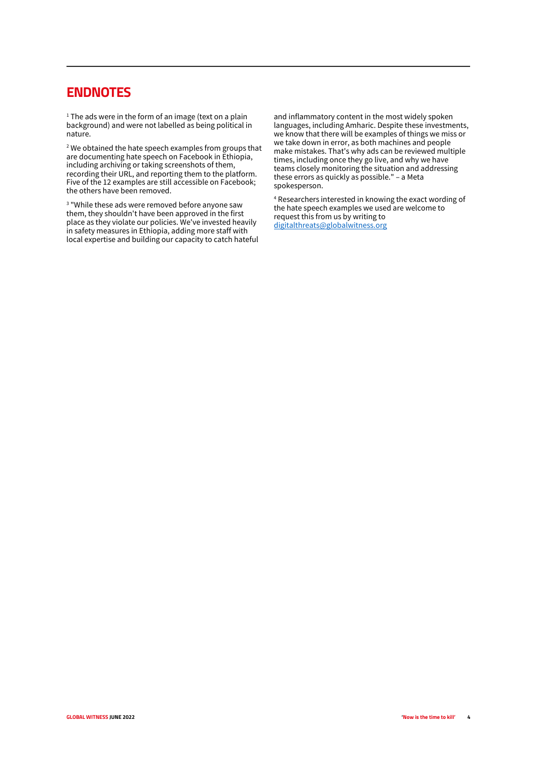# ENDNOTES

[1] The ads were in the form of an image (text on a plain background) and were not labelled as being political in nature.

[2] We obtained the hate speech examples from groups that are documenting hate speech on Facebook in Ethiopia, including archiving or taking screenshots of them, recording their URL, and reporting them to the platform. Five of the 12 examples are still accessible on Facebook; the others have been removed.

[3] "While these ads were removed before anyone saw them, they shouldn't have been approved in the first place as they violate our policies. We've invested heavily in safety measures in Ethiopia, adding more staff with local expertise and building our capacity to catch hateful and inflammatory content in the most widely spoken languages, including Amharic. Despite these investments, we know that there will be examples of things we miss or we take down in error, as both machines and people make mistakes. That's why ads can be reviewed multiple times, including once they go live, and why we have teams closely monitoring the situation and addressing these errors as quickly as possible." – a Meta spokesperson.

[4] Researchers interested in knowing the exact wording of the hate speech examples we used are welcome to request this from us by writing to digitalthreats@globalwitness.org